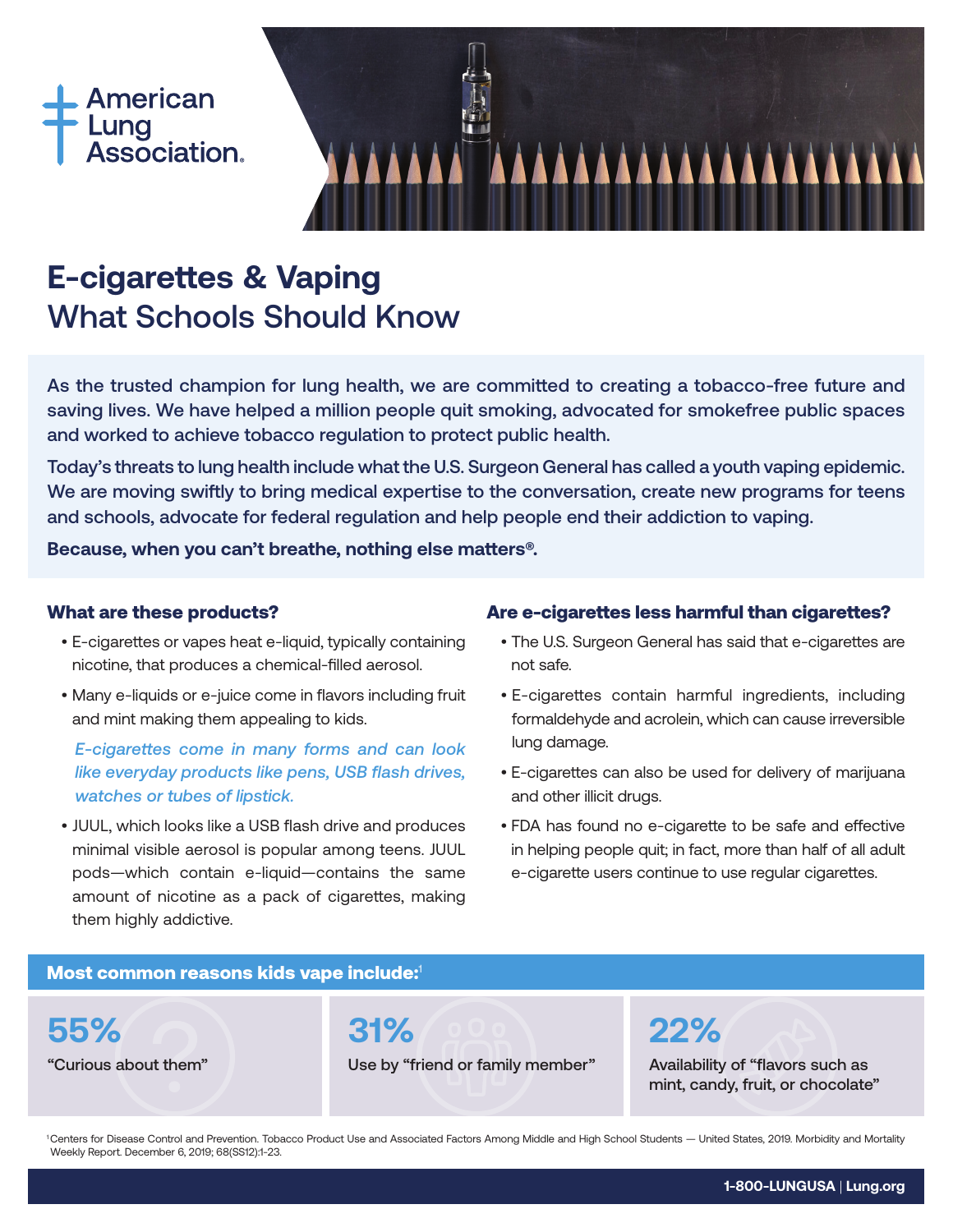American Lung Association.

# E-cigarettes & Vaping
## What Schools Should Know

As the trusted champion for lung health, we are committed to creating a tobacco-free future and saving lives. We have helped a million people quit smoking, advocated for smokefree public spaces and worked to achieve tobacco regulation to protect public health.

Today's threats to lung health include what the U.S. Surgeon General has called a youth vaping epidemic. We are moving swiftly to bring medical expertise to the conversation, create new programs for teens and schools, advocate for federal regulation and help people end their addiction to vaping.

**Because, when you can't breathe, nothing else matters®.**

### What are these products?

- E-cigarettes or vapes heat e-liquid, typically containing nicotine, that produces a chemical-filled aerosol.
- Many e-liquids or e-juice come in flavors including fruit and mint making them appealing to kids.

*E-cigarettes come in many forms and can look like everyday products like pens, USB flash drives, watches or tubes of lipstick.*

- JUUL, which looks like a USB flash drive and produces minimal visible aerosol is popular among teens. JUUL pods—which contain e-liquid—contains the same amount of nicotine as a pack of cigarettes, making them highly addictive.

### Are e-cigarettes less harmful than cigarettes?

- The U.S. Surgeon General has said that e-cigarettes are not safe.
- E-cigarettes contain harmful ingredients, including formaldehyde and acrolein, which can cause irreversible lung damage.
- E-cigarettes can also be used for delivery of marijuana and other illicit drugs.
- FDA has found no e-cigarette to be safe and effective in helping people quit; in fact, more than half of all adult e-cigarette users continue to use regular cigarettes.

### Most common reasons kids vape include:[1]

**55%** "Curious about them"

**31%** Use by "friend or family member"

**22%** Availability of "flavors such as mint, candy, fruit, or chocolate"

[1] Centers for Disease Control and Prevention. Tobacco Product Use and Associated Factors Among Middle and High School Students — United States, 2019. Morbidity and Mortality Weekly Report. December 6, 2019; 68(SS12):1-23.

1-800-LUNGUSA | Lung.org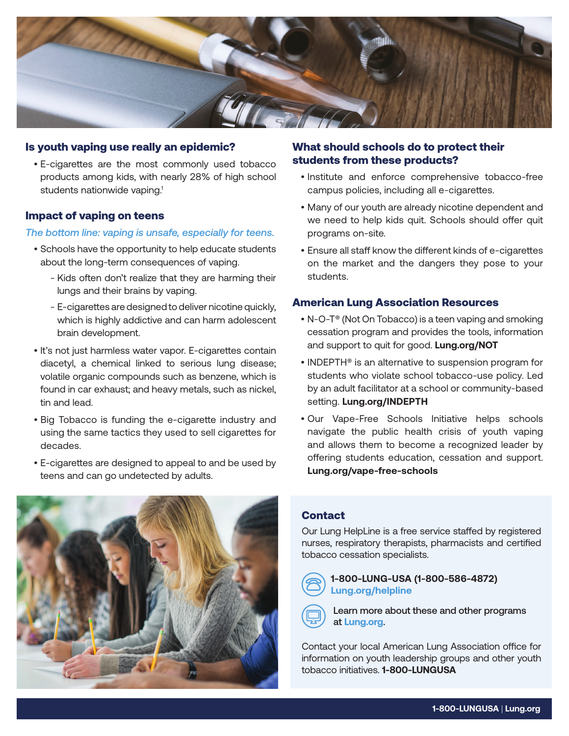## Is youth vaping use really an epidemic?

- E-cigarettes are the most commonly used tobacco products among kids, with nearly 28% of high school students nationwide vaping.[1]

## Impact of vaping on teens

*The bottom line: vaping is unsafe, especially for teens.*

- Schools have the opportunity to help educate students about the long-term consequences of vaping.
  - Kids often don't realize that they are harming their lungs and their brains by vaping.
  - E-cigarettes are designed to deliver nicotine quickly, which is highly addictive and can harm adolescent brain development.
- It's not just harmless water vapor. E-cigarettes contain diacetyl, a chemical linked to serious lung disease; volatile organic compounds such as benzene, which is found in car exhaust; and heavy metals, such as nickel, tin and lead.
- Big Tobacco is funding the e-cigarette industry and using the same tactics they used to sell cigarettes for decades.
- E-cigarettes are designed to appeal to and be used by teens and can go undetected by adults.

## What should schools do to protect their students from these products?

- Institute and enforce comprehensive tobacco-free campus policies, including all e-cigarettes.
- Many of our youth are already nicotine dependent and we need to help kids quit. Schools should offer quit programs on-site.
- Ensure all staff know the different kinds of e-cigarettes on the market and the dangers they pose to your students.

## American Lung Association Resources

- N-O-T® (Not On Tobacco) is a teen vaping and smoking cessation program and provides the tools, information and support to quit for good. **Lung.org/NOT**
- INDEPTH® is an alternative to suspension program for students who violate school tobacco-use policy. Led by an adult facilitator at a school or community-based setting. **Lung.org/INDEPTH**
- Our Vape-Free Schools Initiative helps schools navigate the public health crisis of youth vaping and allows them to become a recognized leader by offering students education, cessation and support. **Lung.org/vape-free-schools**

## Contact

Our Lung HelpLine is a free service staffed by registered nurses, respiratory therapists, pharmacists and certified tobacco cessation specialists.

**1-800-LUNG-USA (1-800-586-4872)**
**Lung.org/helpline**

Learn more about these and other programs at **Lung.org**.

Contact your local American Lung Association office for information on youth leadership groups and other youth tobacco initiatives. **1-800-LUNGUSA**